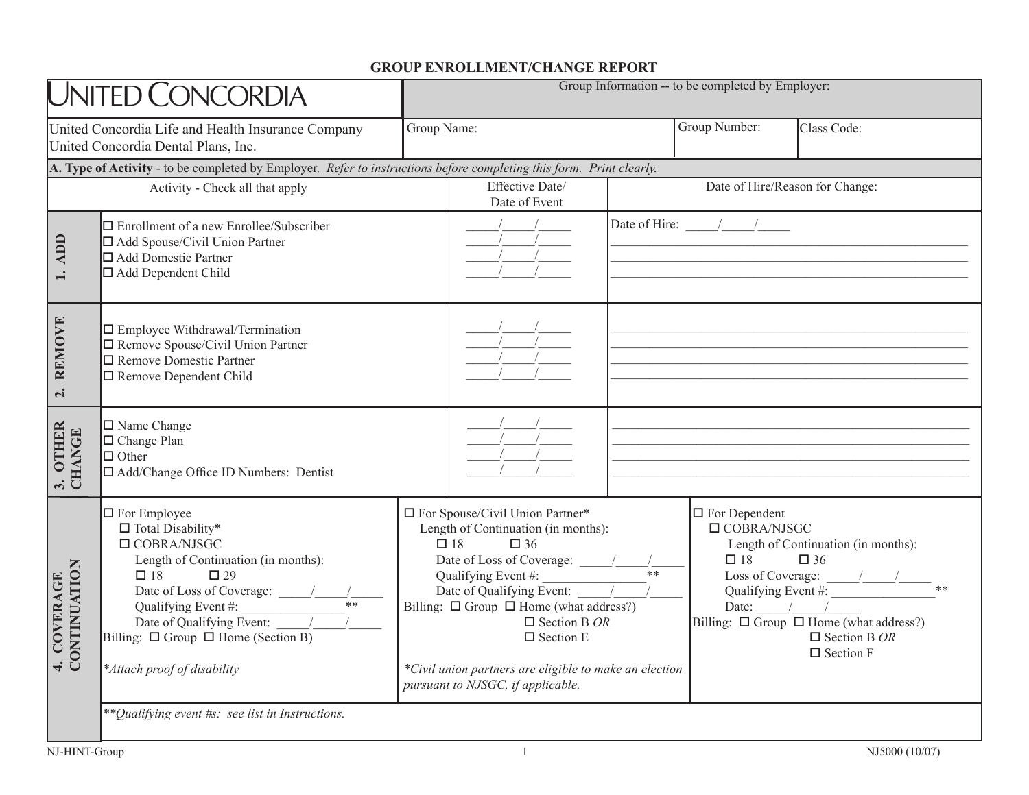# GROUP ENROLLMENT/CHANGE REPORT

| UNITED CONCORDIA | Group Information -- to be completed by Employer: | | |
|---|---|---|---|
| United Concordia Life and Health Insurance Company<br>United Concordia Dental Plans, Inc. | Group Name: | Group Number: | Class Code: |

**A. Type of Activity** - to be completed by Employer. *Refer to instructions before completing this form. Print clearly.*

| | Activity - Check all that apply | Effective Date/ Date of Event | Date of Hire/Reason for Change: |
|---|---|---|---|
| **1. ADD** | ☐ Enrollment of a new Enrollee/Subscriber | \_\_\_\_\_/\_\_\_\_\_/\_\_\_\_\_ | Date of Hire: \_\_\_\_\_/\_\_\_\_\_/\_\_\_\_\_ |
| | ☐ Add Spouse/Civil Union Partner | \_\_\_\_\_/\_\_\_\_\_/\_\_\_\_\_ | |
| | ☐ Add Domestic Partner | \_\_\_\_\_/\_\_\_\_\_/\_\_\_\_\_ | |
| | ☐ Add Dependent Child | \_\_\_\_\_/\_\_\_\_\_/\_\_\_\_\_ | |
| **2. REMOVE** | ☐ Employee Withdrawal/Termination | \_\_\_\_\_/\_\_\_\_\_/\_\_\_\_\_ | |
| | ☐ Remove Spouse/Civil Union Partner | \_\_\_\_\_/\_\_\_\_\_/\_\_\_\_\_ | |
| | ☐ Remove Domestic Partner | \_\_\_\_\_/\_\_\_\_\_/\_\_\_\_\_ | |
| | ☐ Remove Dependent Child | \_\_\_\_\_/\_\_\_\_\_/\_\_\_\_\_ | |
| **3. OTHER CHANGE** | ☐ Name Change | \_\_\_\_\_/\_\_\_\_\_/\_\_\_\_\_ | |
| | ☐ Change Plan | \_\_\_\_\_/\_\_\_\_\_/\_\_\_\_\_ | |
| | ☐ Other | \_\_\_\_\_/\_\_\_\_\_/\_\_\_\_\_ | |
| | ☐ Add/Change Office ID Numbers: Dentist | \_\_\_\_\_/\_\_\_\_\_/\_\_\_\_\_ | |

**4. COVERAGE CONTINUATION**

| For Employee | For Spouse/Civil Union Partner | For Dependent |
|---|---|---|
| ☐ For Employee<br>☐ Total Disability*<br>☐ COBRA/NJSGC<br>Length of Continuation (in months):<br>☐ 18 ☐ 29<br>Date of Loss of Coverage: \_\_\_\_\_/\_\_\_\_\_/\_\_\_\_\_<br>Qualifying Event #: \_\_\_\_\_\_\_\_\_\_\_\_\_\_\_\_**<br>Date of Qualifying Event: \_\_\_\_\_/\_\_\_\_\_/\_\_\_\_\_<br>Billing: ☐ Group ☐ Home (Section B)<br><br>*Attach proof of disability | ☐ For Spouse/Civil Union Partner*<br>Length of Continuation (in months):<br>☐ 18 ☐ 36<br>Date of Loss of Coverage: \_\_\_\_\_/\_\_\_\_\_/\_\_\_\_\_<br>Qualifying Event #: \_\_\_\_\_\_\_\_\_\_\_\_\_\_\_\_**<br>Date of Qualifying Event: \_\_\_\_\_/\_\_\_\_\_/\_\_\_\_\_<br>Billing: ☐ Group ☐ Home (what address?)<br>☐ Section B *OR*<br>☐ Section E<br><br>*\*Civil union partners are eligible to make an election pursuant to NJSGC, if applicable.* | ☐ For Dependent<br>☐ COBRA/NJSGC<br>Length of Continuation (in months):<br>☐ 18 ☐ 36<br>Loss of Coverage: \_\_\_\_\_/\_\_\_\_\_/\_\_\_\_\_<br>Qualifying Event #: \_\_\_\_\_\_\_\_\_\_\_\_\_\_\_\_**<br>Date: \_\_\_\_\_/\_\_\_\_\_/\_\_\_\_\_<br>Billing: ☐ Group ☐ Home (what address?)<br>☐ Section B *OR*<br>☐ Section F |

*\*\*Qualifying event #s: see list in Instructions.*

NJ-HINT-Group NJ5000 (10/07)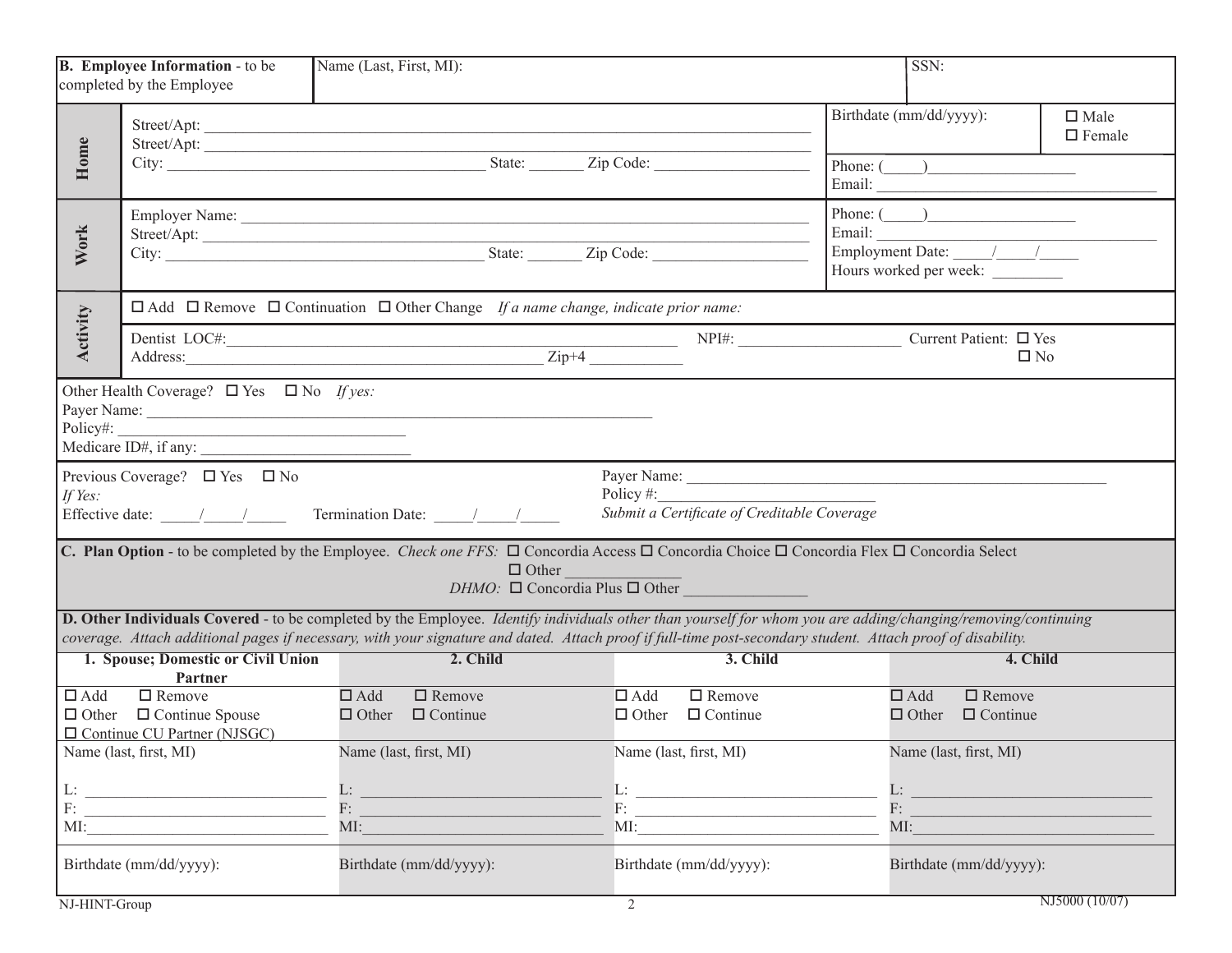**B. Employee Information** - to be completed by the Employee

Name (Last, First, MI): ______________________ SSN: ______________________

**Home**

Street/Apt: ____________________________________________

Street/Apt: ____________________________________________

City: ______________________ State: _______ Zip Code: ______________

Birthdate (mm/dd/yyyy): ______________ ☐ Male ☐ Female

Phone: (_____)__________________

Email: ____________________________

**Work**

Employer Name: ____________________________________________

Street/Apt: ____________________________________________

City: ______________________ State: _______ Zip Code: ______________

Phone: (_____)__________________

Email: ____________________________

Employment Date: _____/_____/_____

Hours worked per week: _________

**Activity**

☐ Add ☐ Remove ☐ Continuation ☐ Other Change *If a name change, indicate prior name:*

Dentist LOC#: ______________________ NPI#: ______________ Current Patient: ☐ Yes ☐ No

Address: ______________________ Zip+4 ___________

Other Health Coverage? ☐ Yes ☐ No *If yes:*

Payer Name: ____________________________________________

Policy#: ______________________

Medicare ID#, if any: ______________________

Previous Coverage? ☐ Yes ☐ No

*If Yes:*

Effective date: _____/_____/_____ Termination Date: _____/_____/_____

Payer Name: ____________________________________________

Policy #: ______________________

*Submit a Certificate of Creditable Coverage*

**C. Plan Option** - to be completed by the Employee. *Check one FFS:* ☐ Concordia Access ☐ Concordia Choice ☐ Concordia Flex ☐ Concordia Select ☐ Other _______________

*DHMO:* ☐ Concordia Plus ☐ Other _______________

**D. Other Individuals Covered** - to be completed by the Employee. *Identify individuals other than yourself for whom you are adding/changing/removing/continuing coverage. Attach additional pages if necessary, with your signature and dated. Attach proof if full-time post-secondary student. Attach proof of disability.*

| 1. Spouse; Domestic or Civil Union Partner | 2. Child | 3. Child | 4. Child |
|---|---|---|---|
| ☐ Add ☐ Remove ☐ Other ☐ Continue Spouse ☐ Continue CU Partner (NJSGC) | ☐ Add ☐ Remove ☐ Other ☐ Continue | ☐ Add ☐ Remove ☐ Other ☐ Continue | ☐ Add ☐ Remove ☐ Other ☐ Continue |
| Name (last, first, MI) L: ______ F: ______ MI: ______ | Name (last, first, MI) L: ______ F: ______ MI: ______ | Name (last, first, MI) L: ______ F: ______ MI: ______ | Name (last, first, MI) L: ______ F: ______ MI: ______ |
| Birthdate (mm/dd/yyyy): | Birthdate (mm/dd/yyyy): | Birthdate (mm/dd/yyyy): | Birthdate (mm/dd/yyyy): |

NJ-HINT-Group NJ5000 (10/07)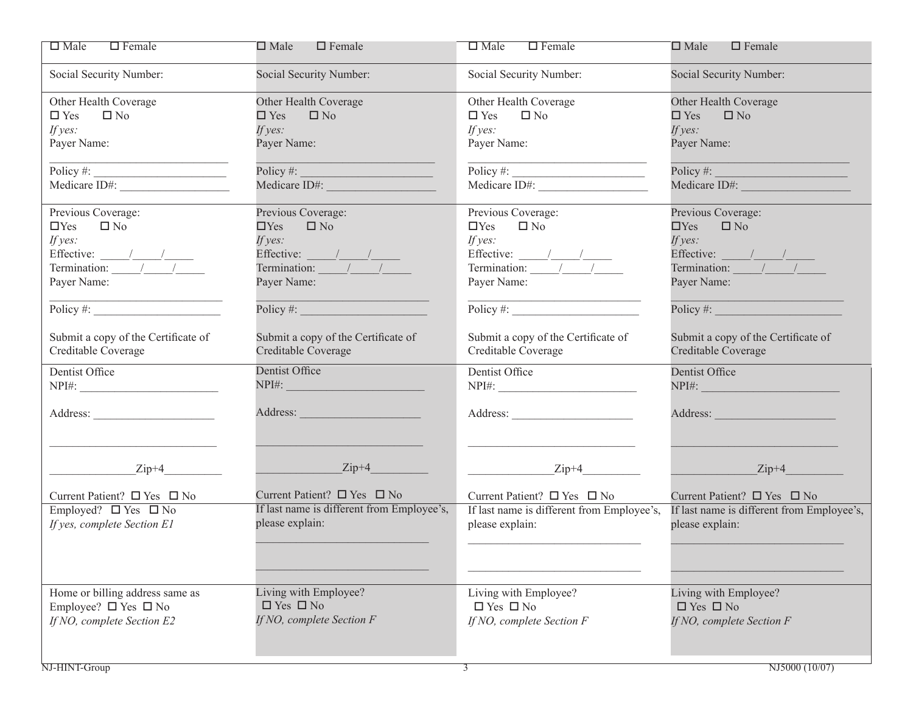| | | | |
|---|---|---|---|
| ☐ Male ☐ Female | ☐ Male ☐ Female | ☐ Male ☐ Female | ☐ Male ☐ Female |
| Social Security Number: | Social Security Number: | Social Security Number: | Social Security Number: |
| Other Health Coverage<br>☐ Yes ☐ No<br>*If yes:*<br>Payer Name:<br>\_\_\_\_\_\_\_\_\_\_\_\_\_\_\_\_\_\_\_\_\_\_\_\_<br>Policy #: \_\_\_\_\_\_\_\_\_\_\_\_\_\_\_\_\_\_\_\_<br>Medicare ID#: \_\_\_\_\_\_\_\_\_\_\_\_\_\_\_\_\_ | Other Health Coverage<br>☐ Yes ☐ No<br>*If yes:*<br>Payer Name:<br>\_\_\_\_\_\_\_\_\_\_\_\_\_\_\_\_\_\_\_\_\_\_\_\_<br>Policy #: \_\_\_\_\_\_\_\_\_\_\_\_\_\_\_\_\_\_\_\_<br>Medicare ID#: \_\_\_\_\_\_\_\_\_\_\_\_\_\_\_\_\_ | Other Health Coverage<br>☐ Yes ☐ No<br>*If yes:*<br>Payer Name:<br>\_\_\_\_\_\_\_\_\_\_\_\_\_\_\_\_\_\_\_\_\_\_\_\_<br>Policy #: \_\_\_\_\_\_\_\_\_\_\_\_\_\_\_\_\_\_\_\_<br>Medicare ID#: \_\_\_\_\_\_\_\_\_\_\_\_\_\_\_\_\_ | Other Health Coverage<br>☐ Yes ☐ No<br>*If yes:*<br>Payer Name:<br>\_\_\_\_\_\_\_\_\_\_\_\_\_\_\_\_\_\_\_\_\_\_\_\_<br>Policy #: \_\_\_\_\_\_\_\_\_\_\_\_\_\_\_\_\_\_\_\_<br>Medicare ID#: \_\_\_\_\_\_\_\_\_\_\_\_\_\_\_\_\_ |
| Previous Coverage:<br>☐Yes ☐ No<br>*If yes:*<br>Effective: \_\_\_\_/\_\_\_\_/\_\_\_\_<br>Termination: \_\_\_\_/\_\_\_\_/\_\_\_\_<br>Payer Name:<br>\_\_\_\_\_\_\_\_\_\_\_\_\_\_\_\_\_\_\_\_\_\_\_\_<br>Policy #: \_\_\_\_\_\_\_\_\_\_\_\_\_\_\_\_\_\_\_\_<br><br>Submit a copy of the Certificate of Creditable Coverage | Previous Coverage:<br>☐Yes ☐ No<br>*If yes:*<br>Effective: \_\_\_\_/\_\_\_\_/\_\_\_\_<br>Termination: \_\_\_\_/\_\_\_\_/\_\_\_\_<br>Payer Name:<br>\_\_\_\_\_\_\_\_\_\_\_\_\_\_\_\_\_\_\_\_\_\_\_\_<br>Policy #: \_\_\_\_\_\_\_\_\_\_\_\_\_\_\_\_\_\_\_\_<br><br>Submit a copy of the Certificate of Creditable Coverage | Previous Coverage:<br>☐Yes ☐ No<br>*If yes:*<br>Effective: \_\_\_\_/\_\_\_\_/\_\_\_\_<br>Termination: \_\_\_\_/\_\_\_\_/\_\_\_\_<br>Payer Name:<br>\_\_\_\_\_\_\_\_\_\_\_\_\_\_\_\_\_\_\_\_\_\_\_\_<br>Policy #: \_\_\_\_\_\_\_\_\_\_\_\_\_\_\_\_\_\_\_\_<br><br>Submit a copy of the Certificate of Creditable Coverage | Previous Coverage:<br>☐Yes ☐ No<br>*If yes:*<br>Effective: \_\_\_\_/\_\_\_\_/\_\_\_\_<br>Termination: \_\_\_\_/\_\_\_\_/\_\_\_\_<br>Payer Name:<br>\_\_\_\_\_\_\_\_\_\_\_\_\_\_\_\_\_\_\_\_\_\_\_\_<br>Policy #: \_\_\_\_\_\_\_\_\_\_\_\_\_\_\_\_\_\_\_\_<br><br>Submit a copy of the Certificate of Creditable Coverage |
| Dentist Office<br>NPI#: \_\_\_\_\_\_\_\_\_\_\_\_\_\_\_\_\_\_\_\_\_<br><br>Address: \_\_\_\_\_\_\_\_\_\_\_\_\_\_\_\_\_\_\_<br><br>\_\_\_\_\_\_\_\_\_\_\_\_\_\_\_\_\_\_\_\_\_\_\_\_\_<br><br>\_\_\_\_\_\_\_\_\_\_\_\_Zip+4\_\_\_\_\_\_\_\_\_<br><br>Current Patient? ☐ Yes ☐ No | Dentist Office<br>NPI#: \_\_\_\_\_\_\_\_\_\_\_\_\_\_\_\_\_\_\_\_\_<br><br>Address: \_\_\_\_\_\_\_\_\_\_\_\_\_\_\_\_\_\_\_<br><br>\_\_\_\_\_\_\_\_\_\_\_\_\_\_\_\_\_\_\_\_\_\_\_\_\_<br><br>\_\_\_\_\_\_\_\_\_\_\_\_Zip+4\_\_\_\_\_\_\_\_\_<br><br>Current Patient? ☐ Yes ☐ No | Dentist Office<br>NPI#: \_\_\_\_\_\_\_\_\_\_\_\_\_\_\_\_\_\_\_\_\_<br><br>Address: \_\_\_\_\_\_\_\_\_\_\_\_\_\_\_\_\_\_\_<br><br>\_\_\_\_\_\_\_\_\_\_\_\_\_\_\_\_\_\_\_\_\_\_\_\_\_<br><br>\_\_\_\_\_\_\_\_\_\_\_\_Zip+4\_\_\_\_\_\_\_\_\_<br><br>Current Patient? ☐ Yes ☐ No | Dentist Office<br>NPI#: \_\_\_\_\_\_\_\_\_\_\_\_\_\_\_\_\_\_\_\_\_<br><br>Address: \_\_\_\_\_\_\_\_\_\_\_\_\_\_\_\_\_\_\_<br><br>\_\_\_\_\_\_\_\_\_\_\_\_\_\_\_\_\_\_\_\_\_\_\_\_\_<br><br>\_\_\_\_\_\_\_\_\_\_\_\_Zip+4\_\_\_\_\_\_\_\_\_<br><br>Current Patient? ☐ Yes ☐ No |
| Employed? ☐ Yes ☐ No<br>*If yes, complete Section E1* | If last name is different from Employee's, please explain:<br>\_\_\_\_\_\_\_\_\_\_\_\_\_\_\_\_\_\_\_\_\_\_\_\_\_<br><br>\_\_\_\_\_\_\_\_\_\_\_\_\_\_\_\_\_\_\_\_\_\_\_\_\_ | If last name is different from Employee's, please explain:<br>\_\_\_\_\_\_\_\_\_\_\_\_\_\_\_\_\_\_\_\_\_\_\_\_\_<br><br>\_\_\_\_\_\_\_\_\_\_\_\_\_\_\_\_\_\_\_\_\_\_\_\_\_ | If last name is different from Employee's, please explain:<br>\_\_\_\_\_\_\_\_\_\_\_\_\_\_\_\_\_\_\_\_\_\_\_\_\_<br><br>\_\_\_\_\_\_\_\_\_\_\_\_\_\_\_\_\_\_\_\_\_\_\_\_\_ |
| Home or billing address same as Employee? ☐ Yes ☐ No<br>*If NO, complete Section E2* | Living with Employee?<br>☐ Yes ☐ No<br>*If NO, complete Section F* | Living with Employee?<br>☐ Yes ☐ No<br>*If NO, complete Section F* | Living with Employee?<br>☐ Yes ☐ No<br>*If NO, complete Section F* |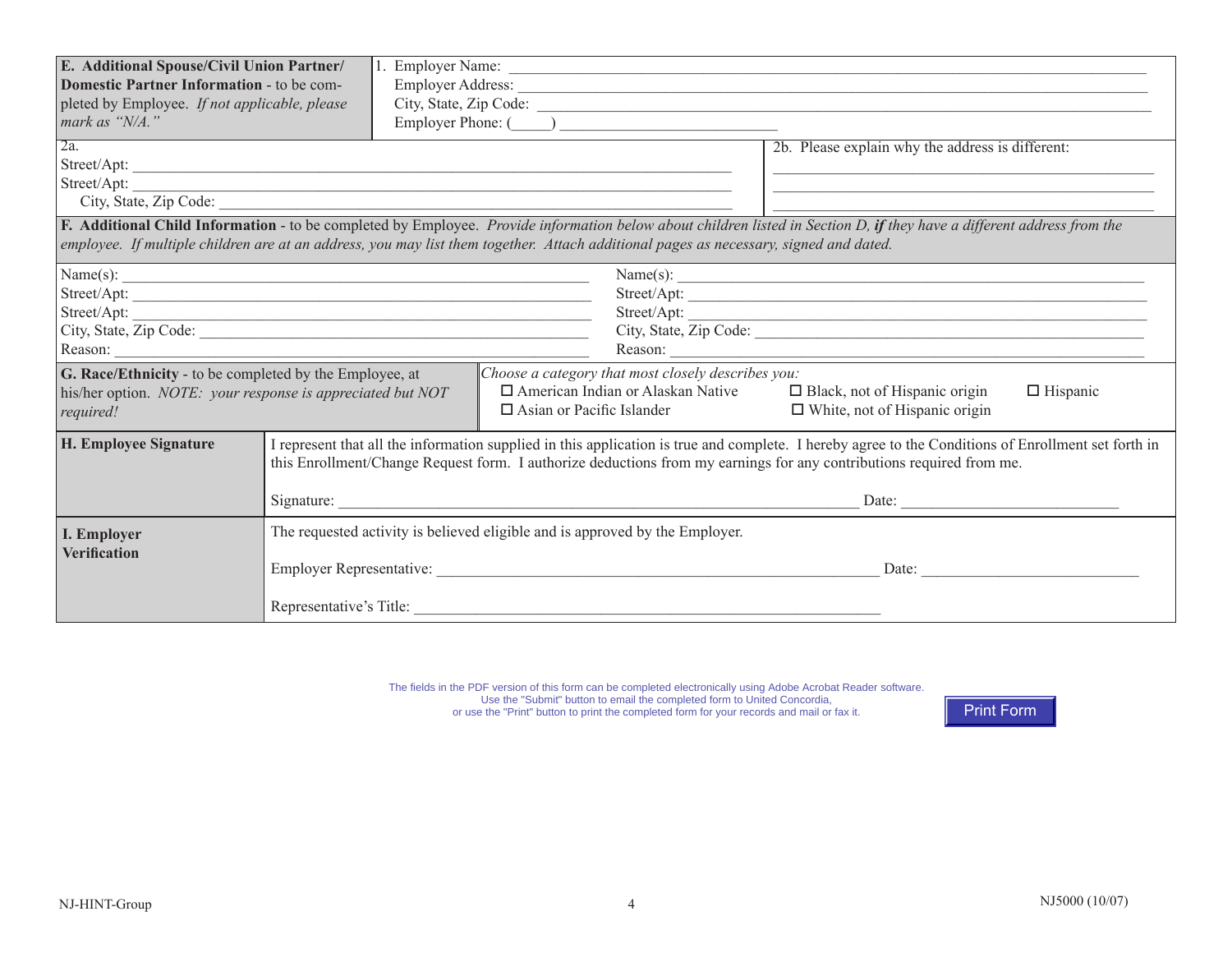**E. Additional Spouse/Civil Union Partner/ Domestic Partner Information** - to be completed by Employee. *If not applicable, please mark as "N/A."*

1. Employer Name: ______________________________

   Employer Address: ______________________________

   City, State, Zip Code: ______________________________

   Employer Phone: (_____) ______________________________

2a.
Street/Apt: ______________________________
Street/Apt: ______________________________
City, State, Zip Code: ______________________________

2b. Please explain why the address is different:
______________________________
______________________________
______________________________

**F. Additional Child Information** - to be completed by Employee. *Provide information below about children listed in Section D,* ***if*** *they have a different address from the employee. If multiple children are at an address, you may list them together. Attach additional pages as necessary, signed and dated.*

Name(s): ______________________________
Street/Apt: ______________________________
Street/Apt: ______________________________
City, State, Zip Code: ______________________________
Reason: ______________________________

Name(s): ______________________________
Street/Apt: ______________________________
Street/Apt: ______________________________
City, State, Zip Code: ______________________________
Reason: ______________________________

**G. Race/Ethnicity** - to be completed by the Employee, at his/her option. *NOTE: your response is appreciated but NOT required!*

*Choose a category that most closely describes you:*

- ☐ American Indian or Alaskan Native
- ☐ Black, not of Hispanic origin
- ☐ Hispanic
- ☐ Asian or Pacific Islander
- ☐ White, not of Hispanic origin

**H. Employee Signature**

I represent that all the information supplied in this application is true and complete. I hereby agree to the Conditions of Enrollment set forth in this Enrollment/Change Request form. I authorize deductions from my earnings for any contributions required from me.

Signature: ______________________________ Date: ______________

**I. Employer Verification**

The requested activity is believed eligible and is approved by the Employer.

Employer Representative: ______________________________ Date: ______________

Representative's Title: ______________________________

The fields in the PDF version of this form can be completed electronically using Adobe Acrobat Reader software.
Use the "Submit" button to email the completed form to United Concordia,
or use the "Print" button to print the completed form for your records and mail or fax it.

Print Form

NJ-HINT-Group

NJ5000 (10/07)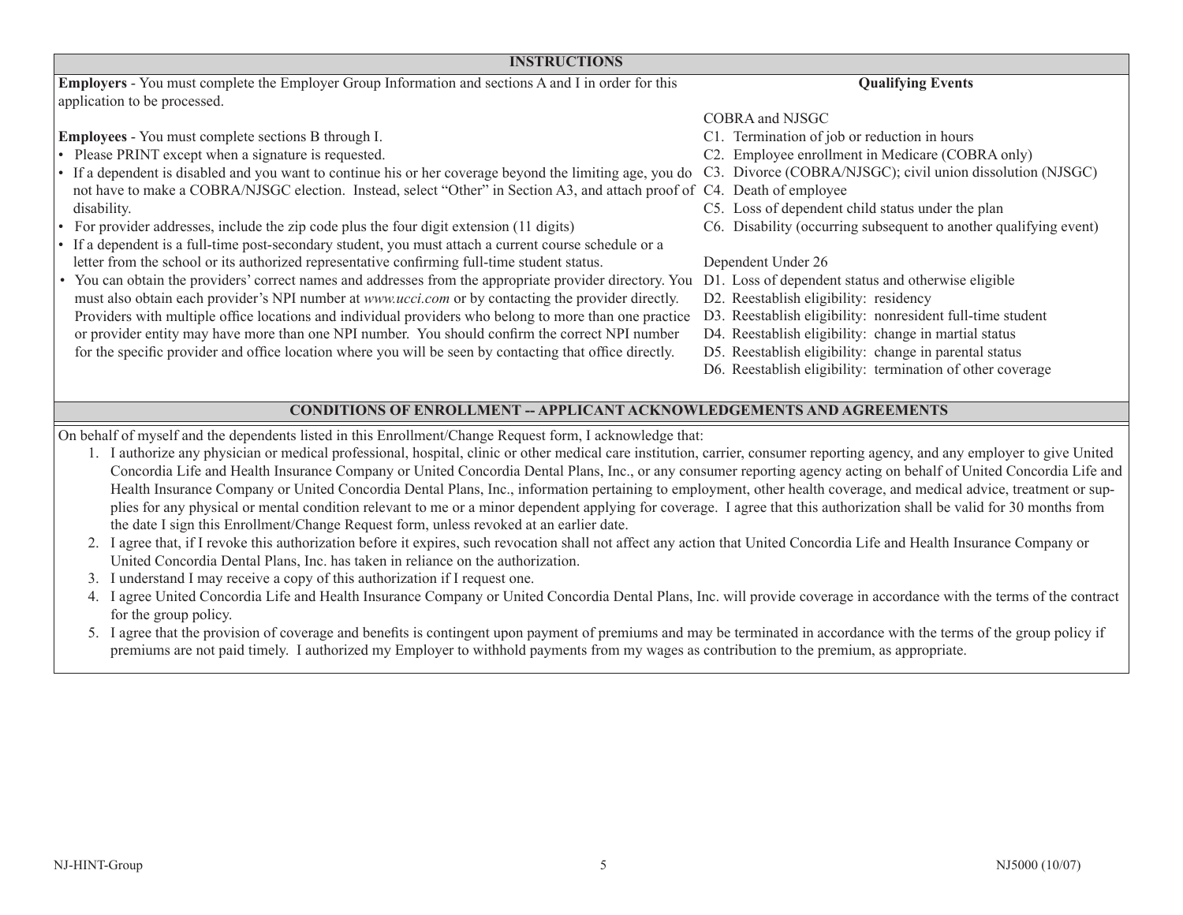## INSTRUCTIONS

**Employers** - You must complete the Employer Group Information and sections A and I in order for this application to be processed.

**Employees** - You must complete sections B through I.

- Please PRINT except when a signature is requested.
- If a dependent is disabled and you want to continue his or her coverage beyond the limiting age, you do not have to make a COBRA/NJSGC election. Instead, select "Other" in Section A3, and attach proof of disability.
- For provider addresses, include the zip code plus the four digit extension (11 digits)
- If a dependent is a full-time post-secondary student, you must attach a current course schedule or a letter from the school or its authorized representative confirming full-time student status.
- You can obtain the providers' correct names and addresses from the appropriate provider directory. You must also obtain each provider's NPI number at *www.ucci.com* or by contacting the provider directly. Providers with multiple office locations and individual providers who belong to more than one practice or provider entity may have more than one NPI number. You should confirm the correct NPI number for the specific provider and office location where you will be seen by contacting that office directly.

**Qualifying Events**

COBRA and NJSGC

C1. Termination of job or reduction in hours
C2. Employee enrollment in Medicare (COBRA only)
C3. Divorce (COBRA/NJSGC); civil union dissolution (NJSGC)
C4. Death of employee
C5. Loss of dependent child status under the plan
C6. Disability (occurring subsequent to another qualifying event)

Dependent Under 26

D1. Loss of dependent status and otherwise eligible
D2. Reestablish eligibility: residency
D3. Reestablish eligibility: nonresident full-time student
D4. Reestablish eligibility: change in martial status
D5. Reestablish eligibility: change in parental status
D6. Reestablish eligibility: termination of other coverage

## CONDITIONS OF ENROLLMENT -- APPLICANT ACKNOWLEDGEMENTS AND AGREEMENTS

On behalf of myself and the dependents listed in this Enrollment/Change Request form, I acknowledge that:

1. I authorize any physician or medical professional, hospital, clinic or other medical care institution, carrier, consumer reporting agency, and any employer to give United Concordia Life and Health Insurance Company or United Concordia Dental Plans, Inc., or any consumer reporting agency acting on behalf of United Concordia Life and Health Insurance Company or United Concordia Dental Plans, Inc., information pertaining to employment, other health coverage, and medical advice, treatment or supplies for any physical or mental condition relevant to me or a minor dependent applying for coverage. I agree that this authorization shall be valid for 30 months from the date I sign this Enrollment/Change Request form, unless revoked at an earlier date.
2. I agree that, if I revoke this authorization before it expires, such revocation shall not affect any action that United Concordia Life and Health Insurance Company or United Concordia Dental Plans, Inc. has taken in reliance on the authorization.
3. I understand I may receive a copy of this authorization if I request one.
4. I agree United Concordia Life and Health Insurance Company or United Concordia Dental Plans, Inc. will provide coverage in accordance with the terms of the contract for the group policy.
5. I agree that the provision of coverage and benefits is contingent upon payment of premiums and may be terminated in accordance with the terms of the group policy if premiums are not paid timely. I authorized my Employer to withhold payments from my wages as contribution to the premium, as appropriate.